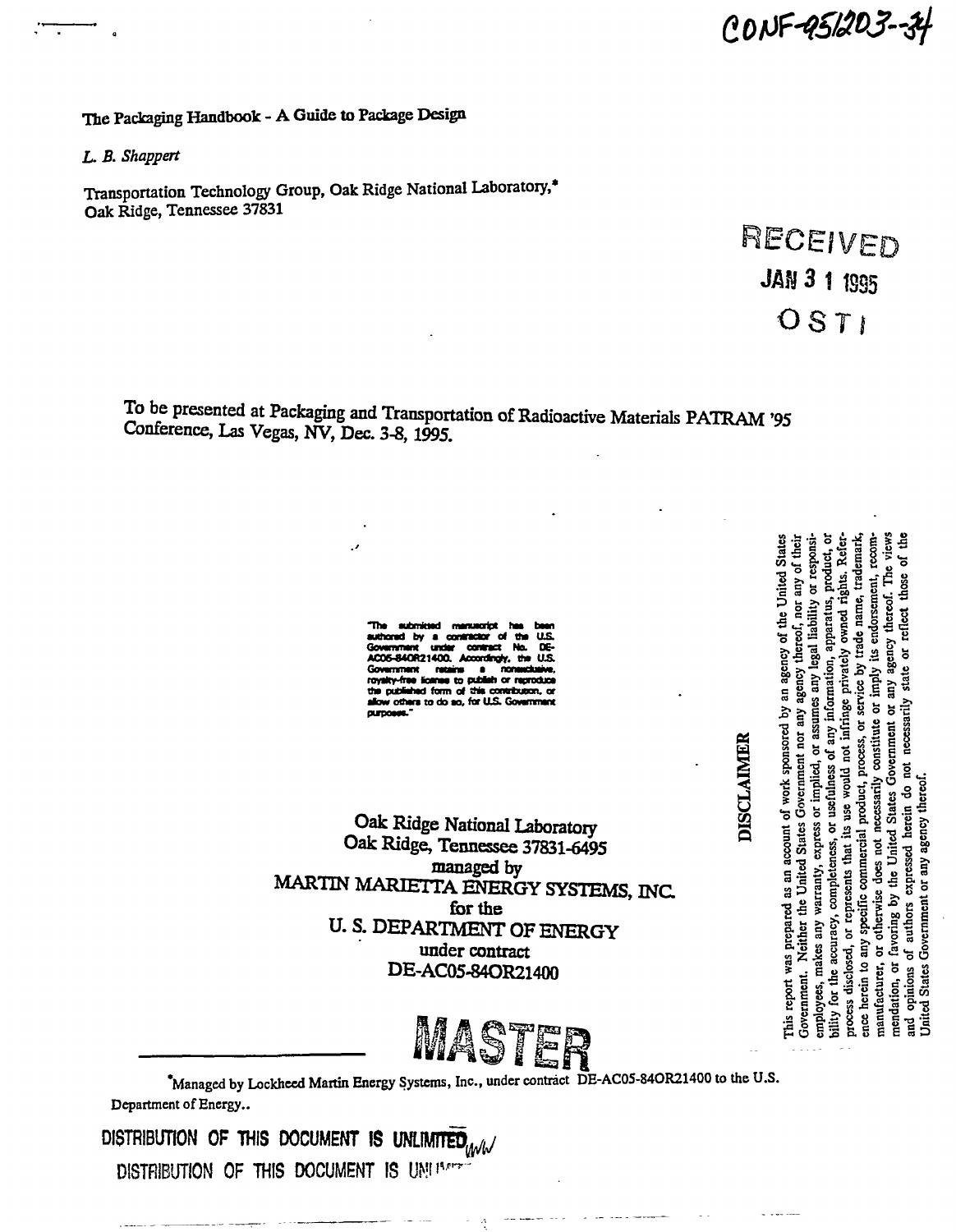CONF-951203--34

# The Packaging Handbook - A Guide to Package Design

*L. B. Shappert*

Transportation Technology Group, Oak Ridge National Laboratory,*
Oak Ridge, Tennessee 37831

RECEIVED
JAN 31 1995
OSTI

To be presented at Packaging and Transportation of Radioactive Materials PATRAM '95 Conference, Las Vegas, NV, Dec. 3-8, 1995.

"The submitted manuscript has been authored by a contractor of the U.S. Government under contract No. DE-AC05-84OR21400. Accordingly, the U.S. Government retains a nonexclusive, royalty-free license to publish or reproduce the published form of this contribution, or allow others to do so, for U.S. Government purposes."

Oak Ridge National Laboratory
Oak Ridge, Tennessee 37831-6495
managed by
MARTIN MARIETTA ENERGY SYSTEMS, INC.
for the
U. S. DEPARTMENT OF ENERGY
under contract
DE-AC05-84OR21400

## DISCLAIMER

This report was prepared as an account of work sponsored by an agency of the United States Government. Neither the United States Government nor any agency thereof, nor any of their employees, makes any warranty, express or implied, or assumes any legal liability or responsibility for the accuracy, completeness, or usefulness of any information, apparatus, product, or process disclosed, or represents that its use would not infringe privately owned rights. Reference herein to any specific commercial product, process, or service by trade name, trademark, manufacturer, or otherwise does not necessarily constitute or imply its endorsement, recommendation, or favoring by the United States Government or any agency thereof. The views and opinions of authors expressed herein do not necessarily state or reflect those of the United States Government or any agency thereof.

MASTER

*Managed by Lockheed Martin Energy Systems, Inc., under contract DE-AC05-84OR21400 to the U.S. Department of Energy..

DISTRIBUTION OF THIS DOCUMENT IS UNLIMITED

DISTRIBUTION OF THIS DOCUMENT IS UNLIMITED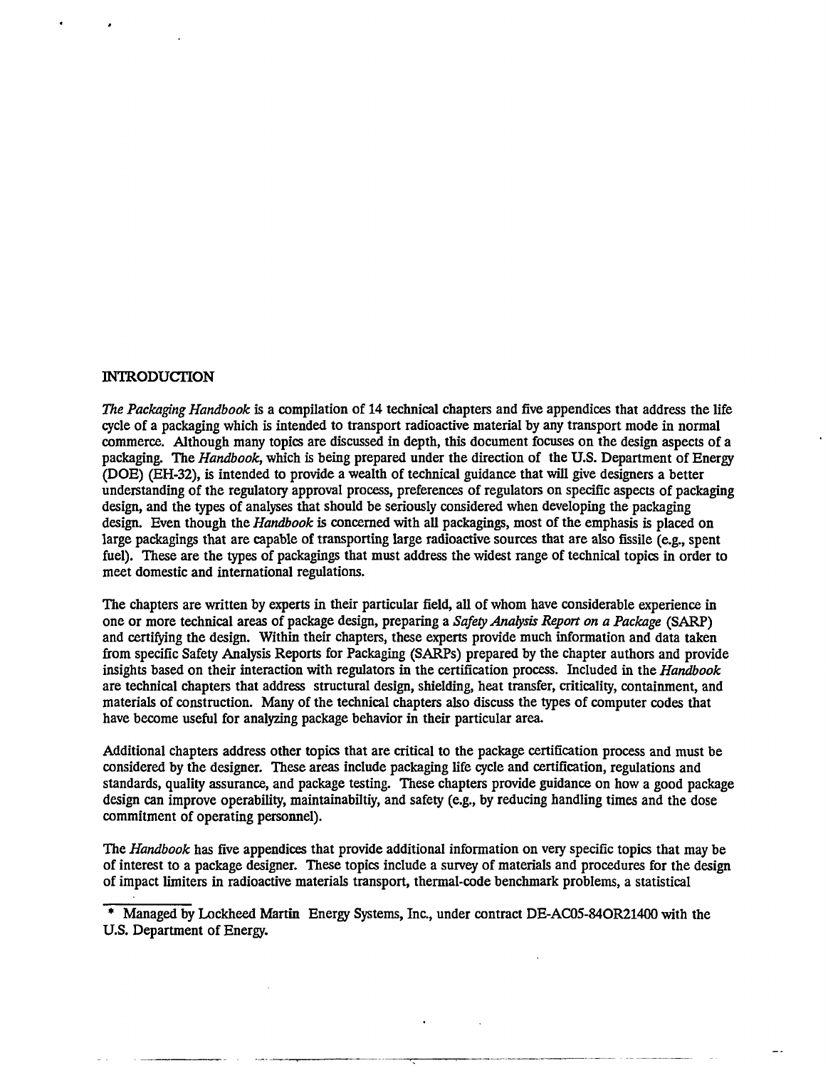## INTRODUCTION

*The Packaging Handbook* is a compilation of 14 technical chapters and five appendices that address the life cycle of a packaging which is intended to transport radioactive material by any transport mode in normal commerce. Although many topics are discussed in depth, this document focuses on the design aspects of a packaging. The *Handbook*, which is being prepared under the direction of the U.S. Department of Energy (DOE) (EH-32), is intended to provide a wealth of technical guidance that will give designers a better understanding of the regulatory approval process, preferences of regulators on specific aspects of packaging design, and the types of analyses that should be seriously considered when developing the packaging design. Even though the *Handbook* is concerned with all packagings, most of the emphasis is placed on large packagings that are capable of transporting large radioactive sources that are also fissile (e.g., spent fuel). These are the types of packagings that must address the widest range of technical topics in order to meet domestic and international regulations.

The chapters are written by experts in their particular field, all of whom have considerable experience in one or more technical areas of package design, preparing a *Safety Analysis Report on a Package* (SARP) and certifying the design. Within their chapters, these experts provide much information and data taken from specific Safety Analysis Reports for Packaging (SARPs) prepared by the chapter authors and provide insights based on their interaction with regulators in the certification process. Included in the *Handbook* are technical chapters that address structural design, shielding, heat transfer, criticality, containment, and materials of construction. Many of the technical chapters also discuss the types of computer codes that have become useful for analyzing package behavior in their particular area.

Additional chapters address other topics that are critical to the package certification process and must be considered by the designer. These areas include packaging life cycle and certification, regulations and standards, quality assurance, and package testing. These chapters provide guidance on how a good package design can improve operability, maintainabiltiy, and safety (e.g., by reducing handling times and the dose commitment of operating personnel).

The *Handbook* has five appendices that provide additional information on very specific topics that may be of interest to a package designer. These topics include a survey of materials and procedures for the design of impact limiters in radioactive materials transport, thermal-code benchmark problems, a statistical

---

* Managed by Lockheed Martin Energy Systems, Inc., under contract DE-AC05-84OR21400 with the U.S. Department of Energy.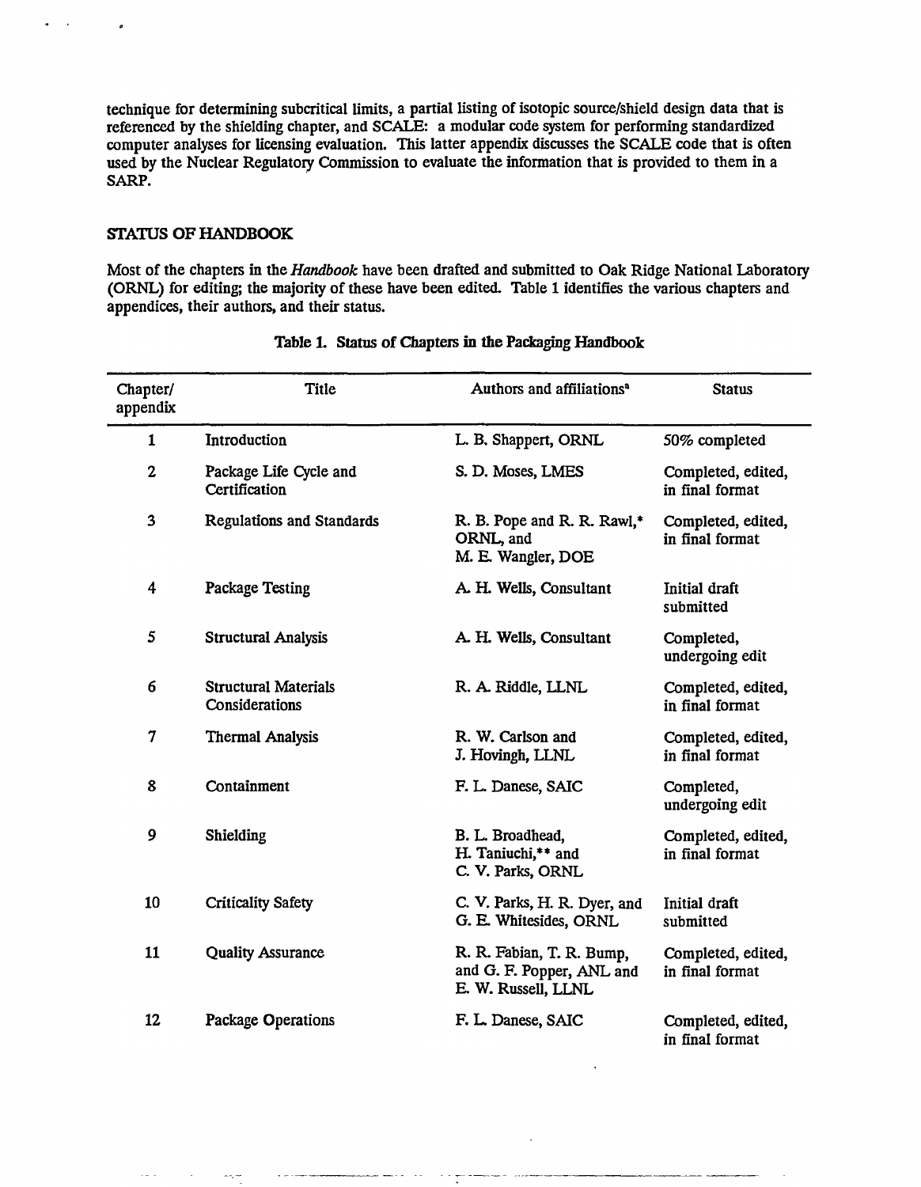technique for determining subcritical limits, a partial listing of isotopic source/shield design data that is referenced by the shielding chapter, and SCALE: a modular code system for performing standardized computer analyses for licensing evaluation. This latter appendix discusses the SCALE code that is often used by the Nuclear Regulatory Commission to evaluate the information that is provided to them in a SARP.

## STATUS OF HANDBOOK

Most of the chapters in the *Handbook* have been drafted and submitted to Oak Ridge National Laboratory (ORNL) for editing; the majority of these have been edited. Table 1 identifies the various chapters and appendices, their authors, and their status.

**Table 1. Status of Chapters in the Packaging Handbook**

| Chapter/ appendix | Title | Authors and affiliations[a] | Status |
|---|---|---|---|
| 1 | Introduction | L. B. Shappert, ORNL | 50% completed |
| 2 | Package Life Cycle and Certification | S. D. Moses, LMES | Completed, edited, in final format |
| 3 | Regulations and Standards | R. B. Pope and R. R. Rawl,* ORNL, and M. E. Wangler, DOE | Completed, edited, in final format |
| 4 | Package Testing | A. H. Wells, Consultant | Initial draft submitted |
| 5 | Structural Analysis | A. H. Wells, Consultant | Completed, undergoing edit |
| 6 | Structural Materials Considerations | R. A. Riddle, LLNL | Completed, edited, in final format |
| 7 | Thermal Analysis | R. W. Carlson and J. Hovingh, LLNL | Completed, edited, in final format |
| 8 | Containment | F. L. Danese, SAIC | Completed, undergoing edit |
| 9 | Shielding | B. L. Broadhead, H. Taniuchi,** and C. V. Parks, ORNL | Completed, edited, in final format |
| 10 | Criticality Safety | C. V. Parks, H. R. Dyer, and G. E. Whitesides, ORNL | Initial draft submitted |
| 11 | Quality Assurance | R. R. Fabian, T. R. Bump, and G. F. Popper, ANL and E. W. Russell, LLNL | Completed, edited, in final format |
| 12 | Package Operations | F. L. Danese, SAIC | Completed, edited, in final format |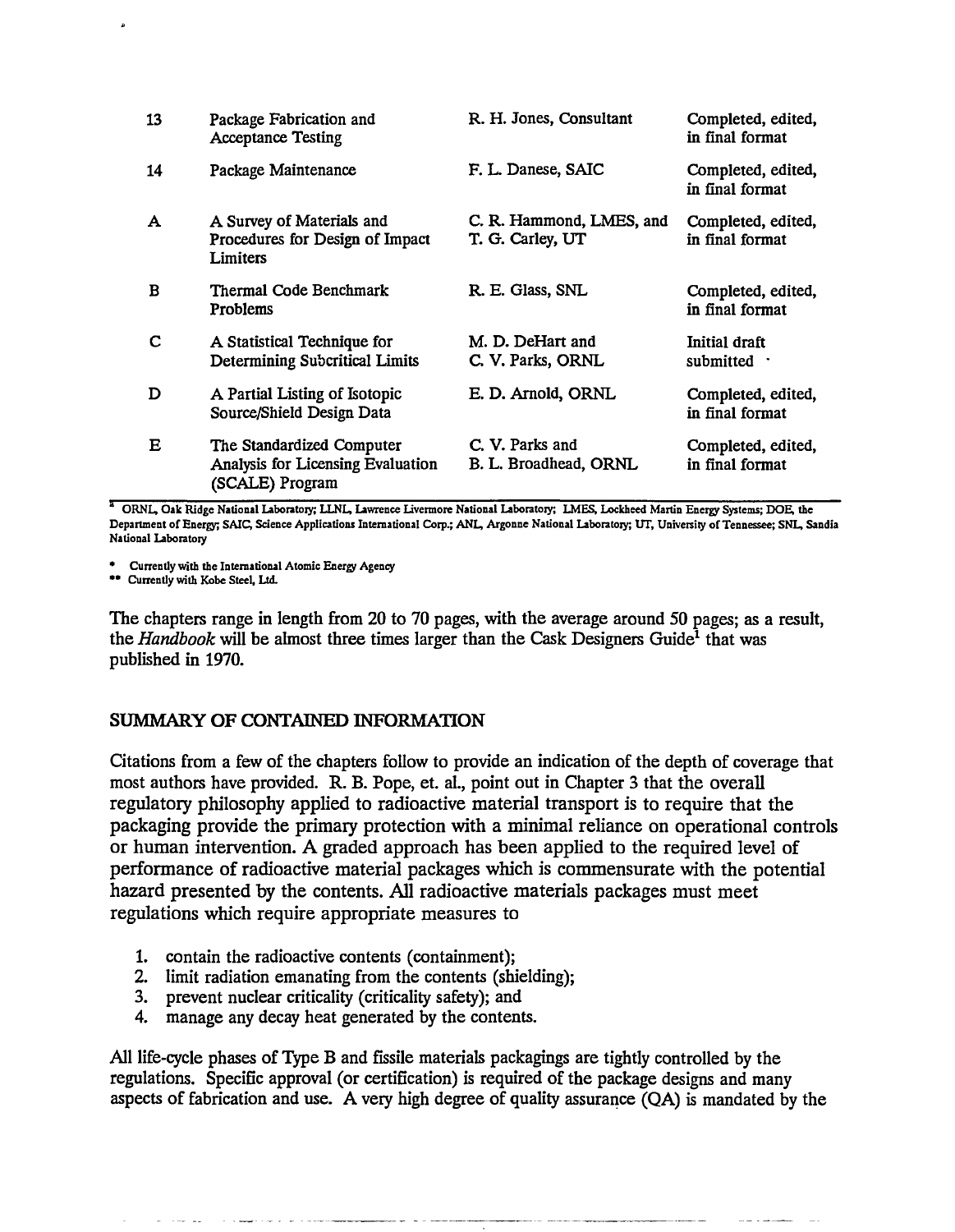| | | | |
|---|---|---|---|
| 13 | Package Fabrication and Acceptance Testing | R. H. Jones, Consultant | Completed, edited, in final format |
| 14 | Package Maintenance | F. L. Danese, SAIC | Completed, edited, in final format |
| A | A Survey of Materials and Procedures for Design of Impact Limiters | C. R. Hammond, LMES, and T. G. Carley, UT | Completed, edited, in final format |
| B | Thermal Code Benchmark Problems | R. E. Glass, SNL | Completed, edited, in final format |
| C | A Statistical Technique for Determining Subcritical Limits | M. D. DeHart and C. V. Parks, ORNL | Initial draft submitted |
| D | A Partial Listing of Isotopic Source/Shield Design Data | E. D. Arnold, ORNL | Completed, edited, in final format |
| E | The Standardized Computer Analysis for Licensing Evaluation (SCALE) Program | C. V. Parks and B. L. Broadhead, ORNL | Completed, edited, in final format |

[a] ORNL, Oak Ridge National Laboratory; LLNL, Lawrence Livermore National Laboratory; LMES, Lockheed Martin Energy Systems; DOE, the Department of Energy; SAIC, Science Applications International Corp.; ANL, Argonne National Laboratory; UT, University of Tennessee; SNL, Sandia National Laboratory

\* Currently with the International Atomic Energy Agency
\*\* Currently with Kobe Steel, Ltd.

The chapters range in length from 20 to 70 pages, with the average around 50 pages; as a result, the *Handbook* will be almost three times larger than the Cask Designers Guide[1] that was published in 1970.

## SUMMARY OF CONTAINED INFORMATION

Citations from a few of the chapters follow to provide an indication of the depth of coverage that most authors have provided. R. B. Pope, et. al., point out in Chapter 3 that the overall regulatory philosophy applied to radioactive material transport is to require that the packaging provide the primary protection with a minimal reliance on operational controls or human intervention. A graded approach has been applied to the required level of performance of radioactive material packages which is commensurate with the potential hazard presented by the contents. All radioactive materials packages must meet regulations which require appropriate measures to

1. contain the radioactive contents (containment);
2. limit radiation emanating from the contents (shielding);
3. prevent nuclear criticality (criticality safety); and
4. manage any decay heat generated by the contents.

All life-cycle phases of Type B and fissile materials packagings are tightly controlled by the regulations. Specific approval (or certification) is required of the package designs and many aspects of fabrication and use. A very high degree of quality assurance (QA) is mandated by the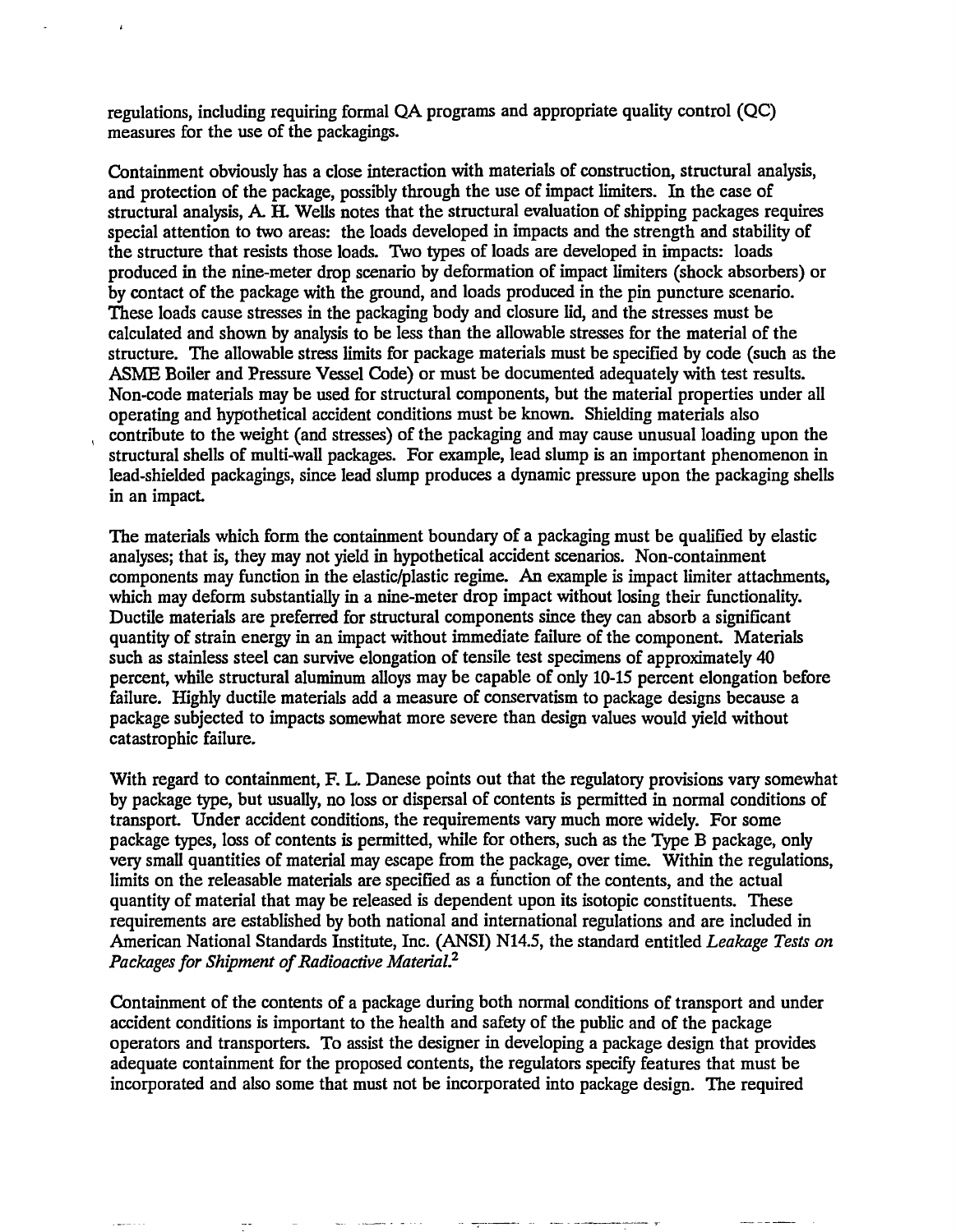regulations, including requiring formal QA programs and appropriate quality control (QC) measures for the use of the packagings.

Containment obviously has a close interaction with materials of construction, structural analysis, and protection of the package, possibly through the use of impact limiters. In the case of structural analysis, A. H. Wells notes that the structural evaluation of shipping packages requires special attention to two areas: the loads developed in impacts and the strength and stability of the structure that resists those loads. Two types of loads are developed in impacts: loads produced in the nine-meter drop scenario by deformation of impact limiters (shock absorbers) or by contact of the package with the ground, and loads produced in the pin puncture scenario. These loads cause stresses in the packaging body and closure lid, and the stresses must be calculated and shown by analysis to be less than the allowable stresses for the material of the structure. The allowable stress limits for package materials must be specified by code (such as the ASME Boiler and Pressure Vessel Code) or must be documented adequately with test results. Non-code materials may be used for structural components, but the material properties under all operating and hypothetical accident conditions must be known. Shielding materials also contribute to the weight (and stresses) of the packaging and may cause unusual loading upon the structural shells of multi-wall packages. For example, lead slump is an important phenomenon in lead-shielded packagings, since lead slump produces a dynamic pressure upon the packaging shells in an impact.

The materials which form the containment boundary of a packaging must be qualified by elastic analyses; that is, they may not yield in hypothetical accident scenarios. Non-containment components may function in the elastic/plastic regime. An example is impact limiter attachments, which may deform substantially in a nine-meter drop impact without losing their functionality. Ductile materials are preferred for structural components since they can absorb a significant quantity of strain energy in an impact without immediate failure of the component. Materials such as stainless steel can survive elongation of tensile test specimens of approximately 40 percent, while structural aluminum alloys may be capable of only 10-15 percent elongation before failure. Highly ductile materials add a measure of conservatism to package designs because a package subjected to impacts somewhat more severe than design values would yield without catastrophic failure.

With regard to containment, F. L. Danese points out that the regulatory provisions vary somewhat by package type, but usually, no loss or dispersal of contents is permitted in normal conditions of transport. Under accident conditions, the requirements vary much more widely. For some package types, loss of contents is permitted, while for others, such as the Type B package, only very small quantities of material may escape from the package, over time. Within the regulations, limits on the releasable materials are specified as a function of the contents, and the actual quantity of material that may be released is dependent upon its isotopic constituents. These requirements are established by both national and international regulations and are included in American National Standards Institute, Inc. (ANSI) N14.5, the standard entitled *Leakage Tests on Packages for Shipment of Radioactive Material*.[2]

Containment of the contents of a package during both normal conditions of transport and under accident conditions is important to the health and safety of the public and of the package operators and transporters. To assist the designer in developing a package design that provides adequate containment for the proposed contents, the regulators specify features that must be incorporated and also some that must not be incorporated into package design. The required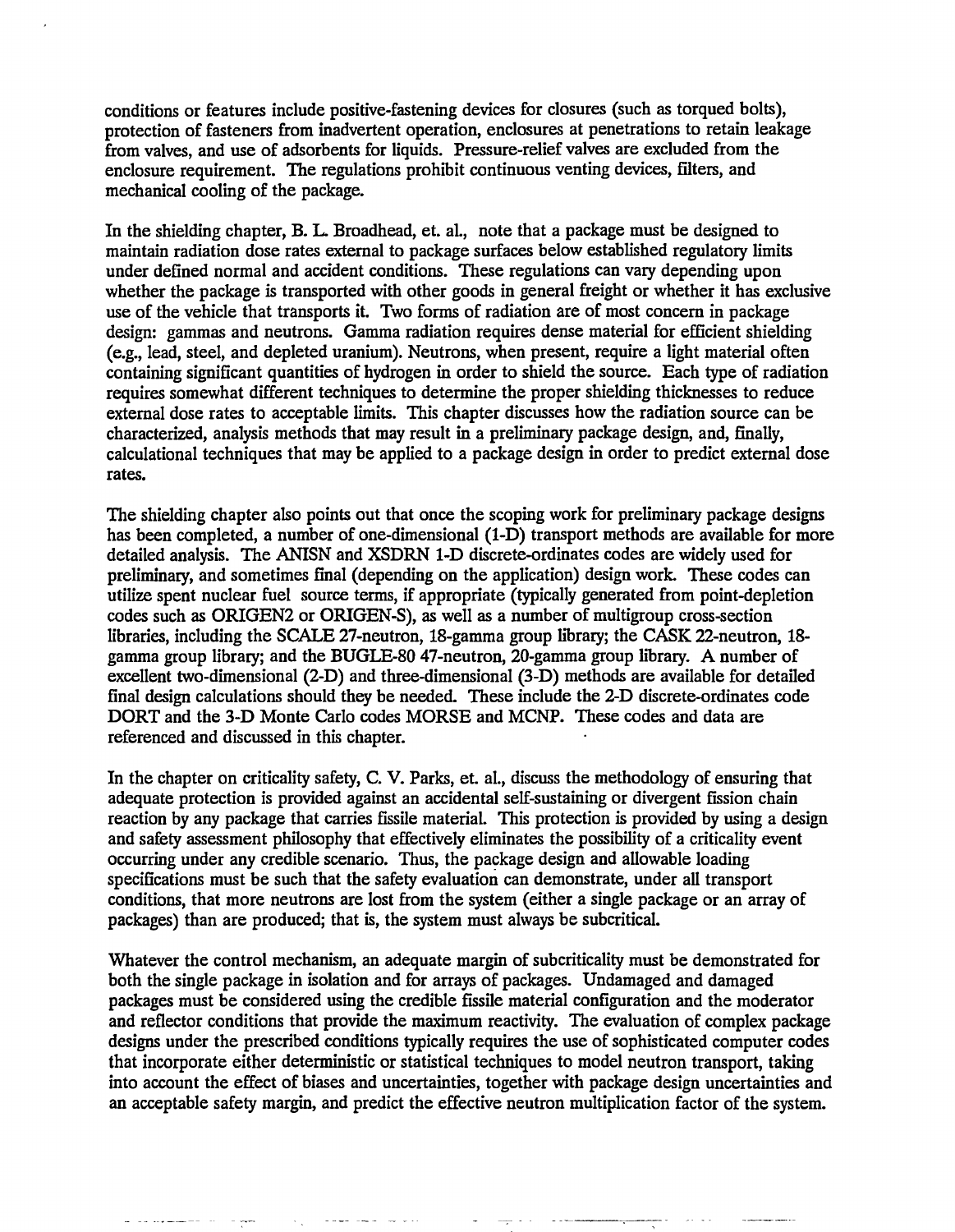conditions or features include positive-fastening devices for closures (such as torqued bolts), protection of fasteners from inadvertent operation, enclosures at penetrations to retain leakage from valves, and use of adsorbents for liquids. Pressure-relief valves are excluded from the enclosure requirement. The regulations prohibit continuous venting devices, filters, and mechanical cooling of the package.

In the shielding chapter, B. L. Broadhead, et. al., note that a package must be designed to maintain radiation dose rates external to package surfaces below established regulatory limits under defined normal and accident conditions. These regulations can vary depending upon whether the package is transported with other goods in general freight or whether it has exclusive use of the vehicle that transports it. Two forms of radiation are of most concern in package design: gammas and neutrons. Gamma radiation requires dense material for efficient shielding (e.g., lead, steel, and depleted uranium). Neutrons, when present, require a light material often containing significant quantities of hydrogen in order to shield the source. Each type of radiation requires somewhat different techniques to determine the proper shielding thicknesses to reduce external dose rates to acceptable limits. This chapter discusses how the radiation source can be characterized, analysis methods that may result in a preliminary package design, and, finally, calculational techniques that may be applied to a package design in order to predict external dose rates.

The shielding chapter also points out that once the scoping work for preliminary package designs has been completed, a number of one-dimensional (1-D) transport methods are available for more detailed analysis. The ANISN and XSDRN 1-D discrete-ordinates codes are widely used for preliminary, and sometimes final (depending on the application) design work. These codes can utilize spent nuclear fuel source terms, if appropriate (typically generated from point-depletion codes such as ORIGEN2 or ORIGEN-S), as well as a number of multigroup cross-section libraries, including the SCALE 27-neutron, 18-gamma group library; the CASK 22-neutron, 18-gamma group library; and the BUGLE-80 47-neutron, 20-gamma group library. A number of excellent two-dimensional (2-D) and three-dimensional (3-D) methods are available for detailed final design calculations should they be needed. These include the 2-D discrete-ordinates code DORT and the 3-D Monte Carlo codes MORSE and MCNP. These codes and data are referenced and discussed in this chapter.

In the chapter on criticality safety, C. V. Parks, et. al., discuss the methodology of ensuring that adequate protection is provided against an accidental self-sustaining or divergent fission chain reaction by any package that carries fissile material. This protection is provided by using a design and safety assessment philosophy that effectively eliminates the possibility of a criticality event occurring under any credible scenario. Thus, the package design and allowable loading specifications must be such that the safety evaluation can demonstrate, under all transport conditions, that more neutrons are lost from the system (either a single package or an array of packages) than are produced; that is, the system must always be subcritical.

Whatever the control mechanism, an adequate margin of subcriticality must be demonstrated for both the single package in isolation and for arrays of packages. Undamaged and damaged packages must be considered using the credible fissile material configuration and the moderator and reflector conditions that provide the maximum reactivity. The evaluation of complex package designs under the prescribed conditions typically requires the use of sophisticated computer codes that incorporate either deterministic or statistical techniques to model neutron transport, taking into account the effect of biases and uncertainties, together with package design uncertainties and an acceptable safety margin, and predict the effective neutron multiplication factor of the system.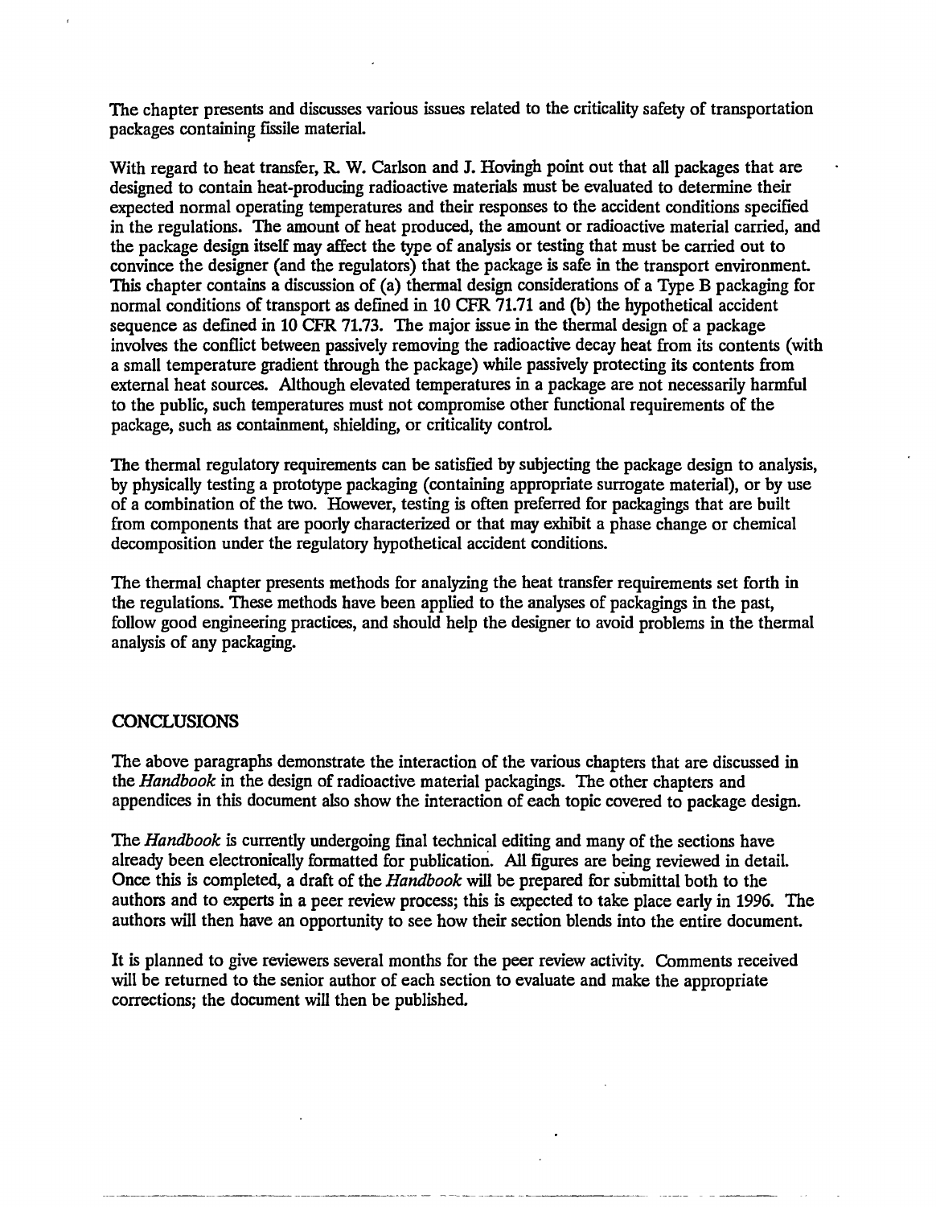The chapter presents and discusses various issues related to the criticality safety of transportation packages containing fissile material.

With regard to heat transfer, R. W. Carlson and J. Hovingh point out that all packages that are designed to contain heat-producing radioactive materials must be evaluated to determine their expected normal operating temperatures and their responses to the accident conditions specified in the regulations. The amount of heat produced, the amount or radioactive material carried, and the package design itself may affect the type of analysis or testing that must be carried out to convince the designer (and the regulators) that the package is safe in the transport environment. This chapter contains a discussion of (a) thermal design considerations of a Type B packaging for normal conditions of transport as defined in 10 CFR 71.71 and (b) the hypothetical accident sequence as defined in 10 CFR 71.73. The major issue in the thermal design of a package involves the conflict between passively removing the radioactive decay heat from its contents (with a small temperature gradient through the package) while passively protecting its contents from external heat sources. Although elevated temperatures in a package are not necessarily harmful to the public, such temperatures must not compromise other functional requirements of the package, such as containment, shielding, or criticality control.

The thermal regulatory requirements can be satisfied by subjecting the package design to analysis, by physically testing a prototype packaging (containing appropriate surrogate material), or by use of a combination of the two. However, testing is often preferred for packagings that are built from components that are poorly characterized or that may exhibit a phase change or chemical decomposition under the regulatory hypothetical accident conditions.

The thermal chapter presents methods for analyzing the heat transfer requirements set forth in the regulations. These methods have been applied to the analyses of packagings in the past, follow good engineering practices, and should help the designer to avoid problems in the thermal analysis of any packaging.

## CONCLUSIONS

The above paragraphs demonstrate the interaction of the various chapters that are discussed in the *Handbook* in the design of radioactive material packagings. The other chapters and appendices in this document also show the interaction of each topic covered to package design.

The *Handbook* is currently undergoing final technical editing and many of the sections have already been electronically formatted for publication. All figures are being reviewed in detail. Once this is completed, a draft of the *Handbook* will be prepared for submittal both to the authors and to experts in a peer review process; this is expected to take place early in 1996. The authors will then have an opportunity to see how their section blends into the entire document.

It is planned to give reviewers several months for the peer review activity. Comments received will be returned to the senior author of each section to evaluate and make the appropriate corrections; the document will then be published.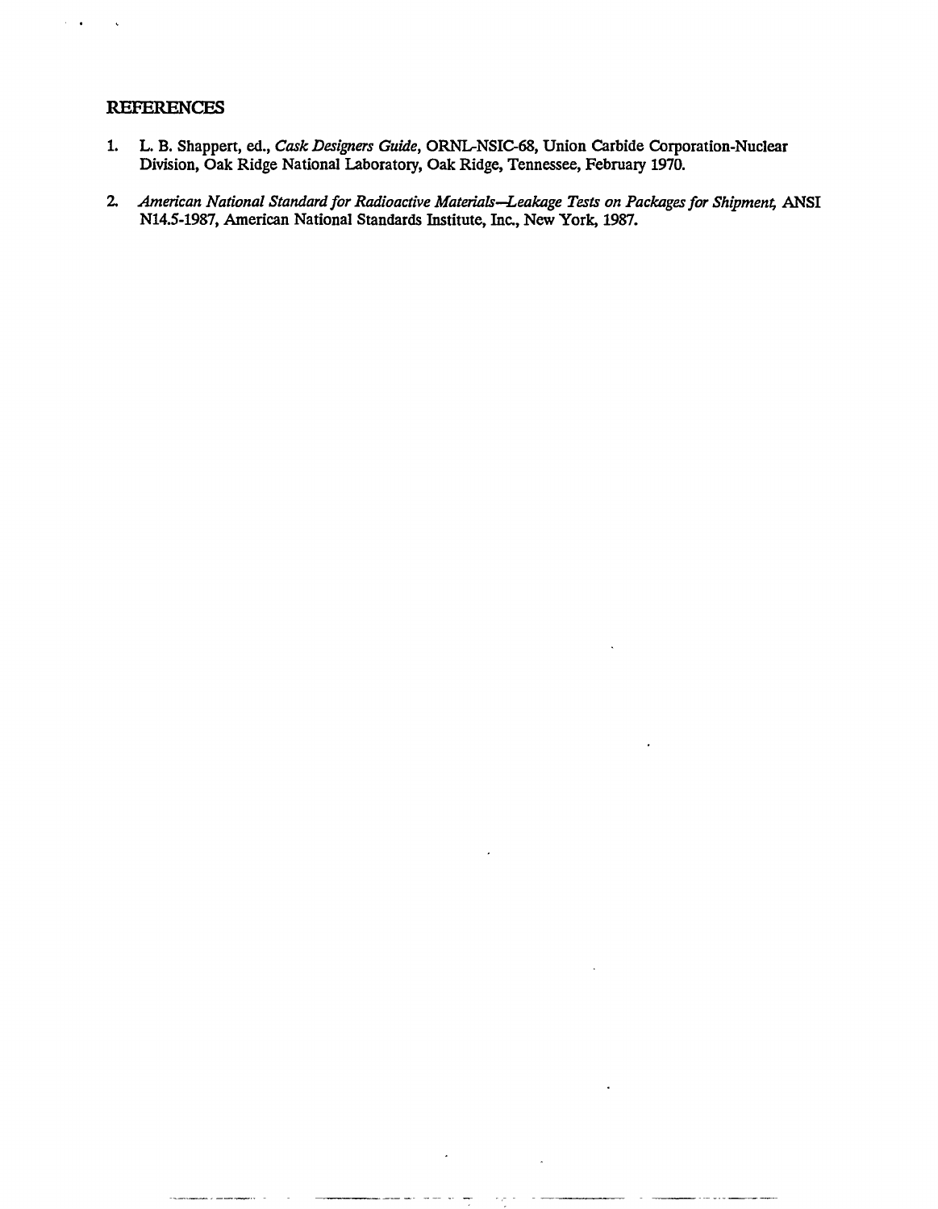## REFERENCES

1. L. B. Shappert, ed., *Cask Designers Guide*, ORNL-NSIC-68, Union Carbide Corporation-Nuclear Division, Oak Ridge National Laboratory, Oak Ridge, Tennessee, February 1970.

2. *American National Standard for Radioactive Materials—Leakage Tests on Packages for Shipment*, ANSI N14.5-1987, American National Standards Institute, Inc., New York, 1987.